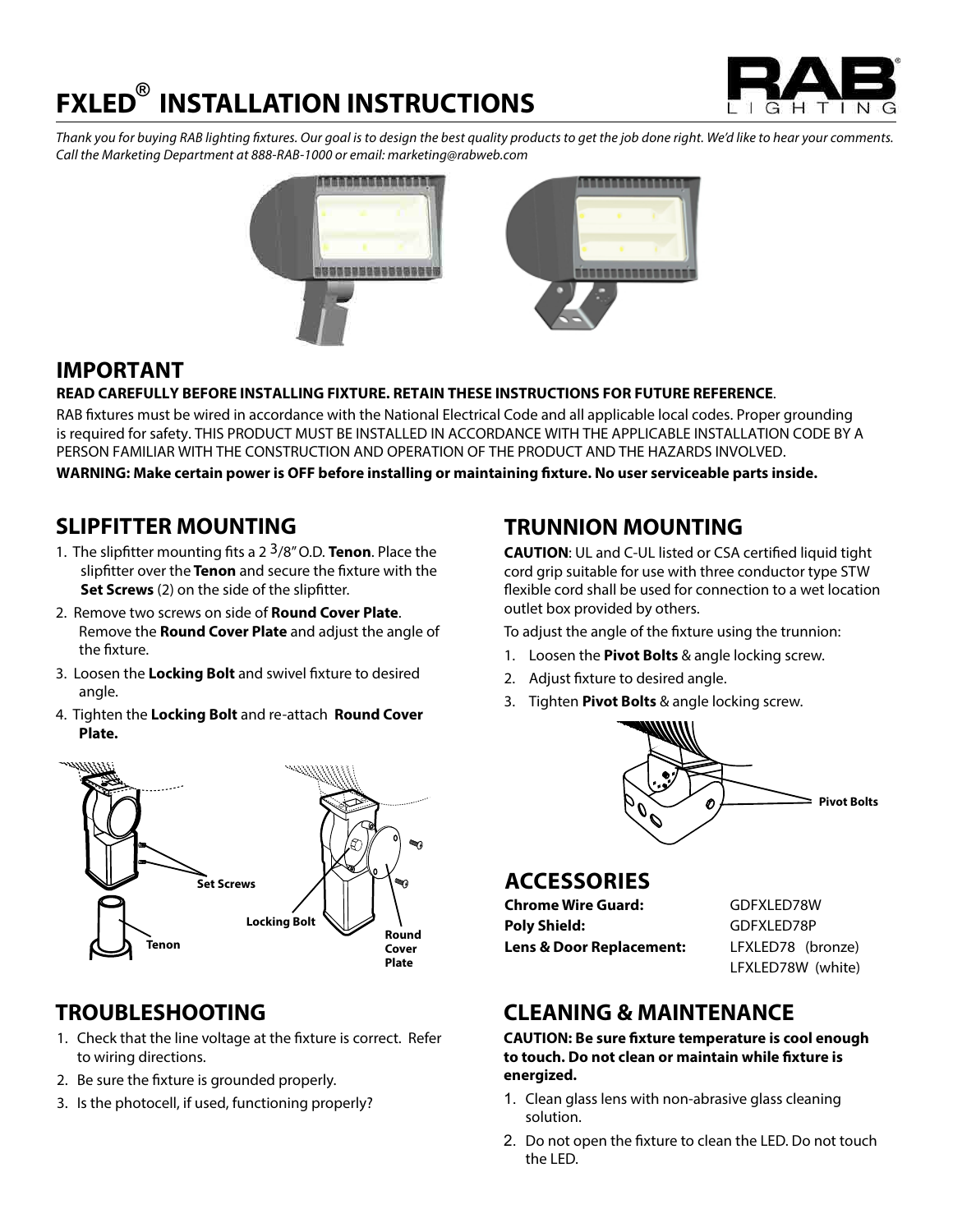# FXLED® INSTALLATION INSTRUCTIONS

*Thank you for buying RAB lighting fixtures. Our goal is to design the best quality products to get the job done right. We'd like to hear your comments. Call the Marketing Department at 888-RAB-1000 or email: marketing@rabweb.com*

## IMPORTANT

**READ CAREFULLY BEFORE INSTALLING FIXTURE. RETAIN THESE INSTRUCTIONS FOR FUTURE REFERENCE**.

RAB fixtures must be wired in accordance with the National Electrical Code and all applicable local codes. Proper grounding is required for safety. THIS PRODUCT MUST BE INSTALLED IN ACCORDANCE WITH THE APPLICABLE INSTALLATION CODE BY A PERSON FAMILIAR WITH THE CONSTRUCTION AND OPERATION OF THE PRODUCT AND THE HAZARDS INVOLVED.

**WARNING: Make certain power is OFF before installing or maintaining fixture. No user serviceable parts inside.**

## SLIPFITTER MOUNTING

1. The slipfitter mounting fits a 2 3/8" O.D. **Tenon**. Place the slipfitter over the **Tenon** and secure the fixture with the **Set Screws** (2) on the side of the slipfitter.
2. Remove two screws on side of **Round Cover Plate**. Remove the **Round Cover Plate** and adjust the angle of the fixture.
3. Loosen the **Locking Bolt** and swivel fixture to desired angle.
4. Tighten the **Locking Bolt** and re-attach **Round Cover Plate.**

Set Screws

Tenon

Locking Bolt

Round Cover Plate

## TRUNNION MOUNTING

**CAUTION**: UL and C-UL listed or CSA certified liquid tight cord grip suitable for use with three conductor type STW flexible cord shall be used for connection to a wet location outlet box provided by others.

To adjust the angle of the fixture using the trunnion:

1. Loosen the **Pivot Bolts** & angle locking screw.
2. Adjust fixture to desired angle.
3. Tighten **Pivot Bolts** & angle locking screw.

Pivot Bolts

## ACCESSORIES

| | |
|---|---|
| **Chrome Wire Guard:** | GDFXLED78W |
| **Poly Shield:** | GDFXLED78P |
| **Lens & Door Replacement:** | LFXLED78 (bronze) |
| | LFXLED78W (white) |

## TROUBLESHOOTING

1. Check that the line voltage at the fixture is correct. Refer to wiring directions.
2. Be sure the fixture is grounded properly.
3. Is the photocell, if used, functioning properly?

## CLEANING & MAINTENANCE

**CAUTION: Be sure fixture temperature is cool enough to touch. Do not clean or maintain while fixture is energized.**

1. Clean glass lens with non-abrasive glass cleaning solution.
2. Do not open the fixture to clean the LED. Do not touch the LED.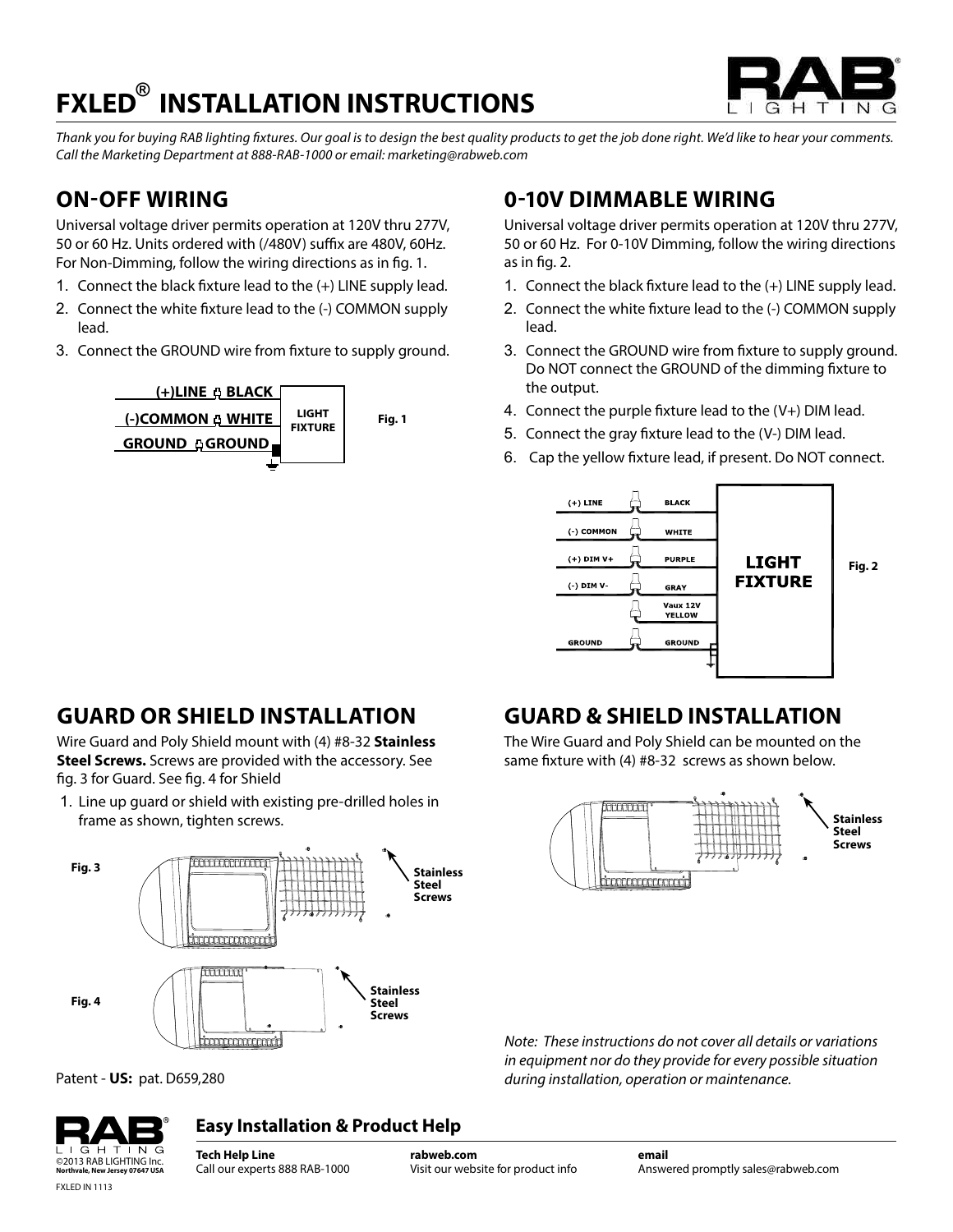# FXLED® INSTALLATION INSTRUCTIONS

*Thank you for buying RAB lighting fixtures. Our goal is to design the best quality products to get the job done right. We'd like to hear your comments. Call the Marketing Department at 888-RAB-1000 or email: marketing@rabweb.com*

## ON-OFF WIRING

Universal voltage driver permits operation at 120V thru 277V, 50 or 60 Hz. Units ordered with (/480V) suffix are 480V, 60Hz. For Non-Dimming, follow the wiring directions as in fig. 1.

1. Connect the black fixture lead to the (+) LINE supply lead.
2. Connect the white fixture lead to the (-) COMMON supply lead.
3. Connect the GROUND wire from fixture to supply ground.

(+)LINE BLACK
(-)COMMON WHITE
GROUND GROUND
LIGHT FIXTURE

Fig. 1

## 0-10V DIMMABLE WIRING

Universal voltage driver permits operation at 120V thru 277V, 50 or 60 Hz. For 0-10V Dimming, follow the wiring directions as in fig. 2.

1. Connect the black fixture lead to the (+) LINE supply lead.
2. Connect the white fixture lead to the (-) COMMON supply lead.
3. Connect the GROUND wire from fixture to supply ground. Do NOT connect the GROUND of the dimming fixture to the output.
4. Connect the purple fixture lead to the (V+) DIM lead.
5. Connect the gray fixture lead to the (V-) DIM lead.
6. Cap the yellow fixture lead, if present. Do NOT connect.

(+) LINE BLACK
(-) COMMON WHITE
(+) DIM V+ PURPLE
(-) DIM V- GRAY
Vaux 12V YELLOW
GROUND GROUND
LIGHT FIXTURE

Fig. 2

## GUARD OR SHIELD INSTALLATION

Wire Guard and Poly Shield mount with (4) #8-32 **Stainless Steel Screws.** Screws are provided with the accessory. See fig. 3 for Guard. See fig. 4 for Shield

1. Line up guard or shield with existing pre-drilled holes in frame as shown, tighten screws.

Fig. 3

Stainless Steel Screws

Fig. 4

Stainless Steel Screws

Patent - **US:** pat. D659,280

## GUARD & SHIELD INSTALLATION

The Wire Guard and Poly Shield can be mounted on the same fixture with (4) #8-32 screws as shown below.

Stainless Steel Screws

*Note: These instructions do not cover all details or variations in equipment nor do they provide for every possible situation during installation, operation or maintenance.*

©2013 RAB LIGHTING Inc.
**Northvale, New Jersey 07647 USA**

FXLED IN 1113

### Easy Installation & Product Help

**Tech Help Line**
Call our experts 888 RAB-1000

**rabweb.com**
Visit our website for product info

**email**
Answered promptly sales@rabweb.com